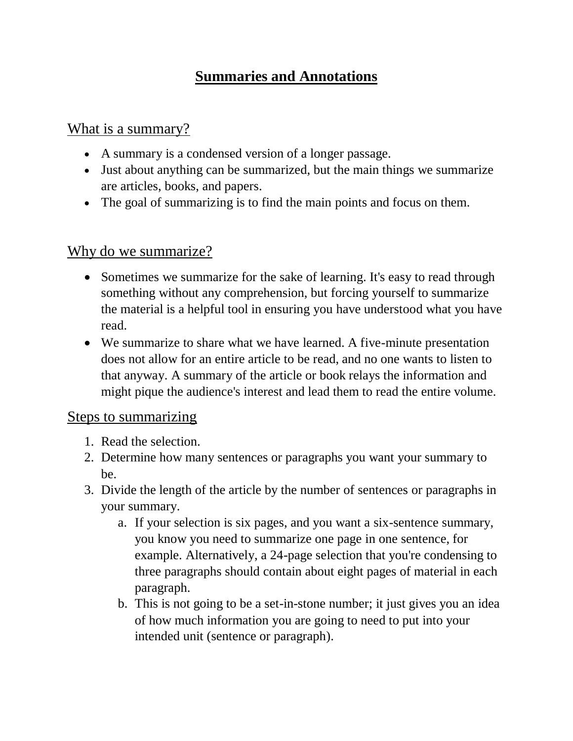# **Summaries and Annotations**

## What is a summary?

- A summary is a condensed version of a longer passage.
- Just about anything can be summarized, but the main things we summarize are articles, books, and papers.
- The goal of summarizing is to find the main points and focus on them.

## Why do we summarize?

- Sometimes we summarize for the sake of learning. It's easy to read through something without any comprehension, but forcing yourself to summarize the material is a helpful tool in ensuring you have understood what you have read.
- We summarize to share what we have learned. A five-minute presentation does not allow for an entire article to be read, and no one wants to listen to that anyway. A summary of the article or book relays the information and might pique the audience's interest and lead them to read the entire volume.

## Steps to summarizing

1. Read the selection.
2. Determine how many sentences or paragraphs you want your summary to be.
3. Divide the length of the article by the number of sentences or paragraphs in your summary.
   a. If your selection is six pages, and you want a six-sentence summary, you know you need to summarize one page in one sentence, for example. Alternatively, a 24-page selection that you're condensing to three paragraphs should contain about eight pages of material in each paragraph.
   b. This is not going to be a set-in-stone number; it just gives you an idea of how much information you are going to need to put into your intended unit (sentence or paragraph).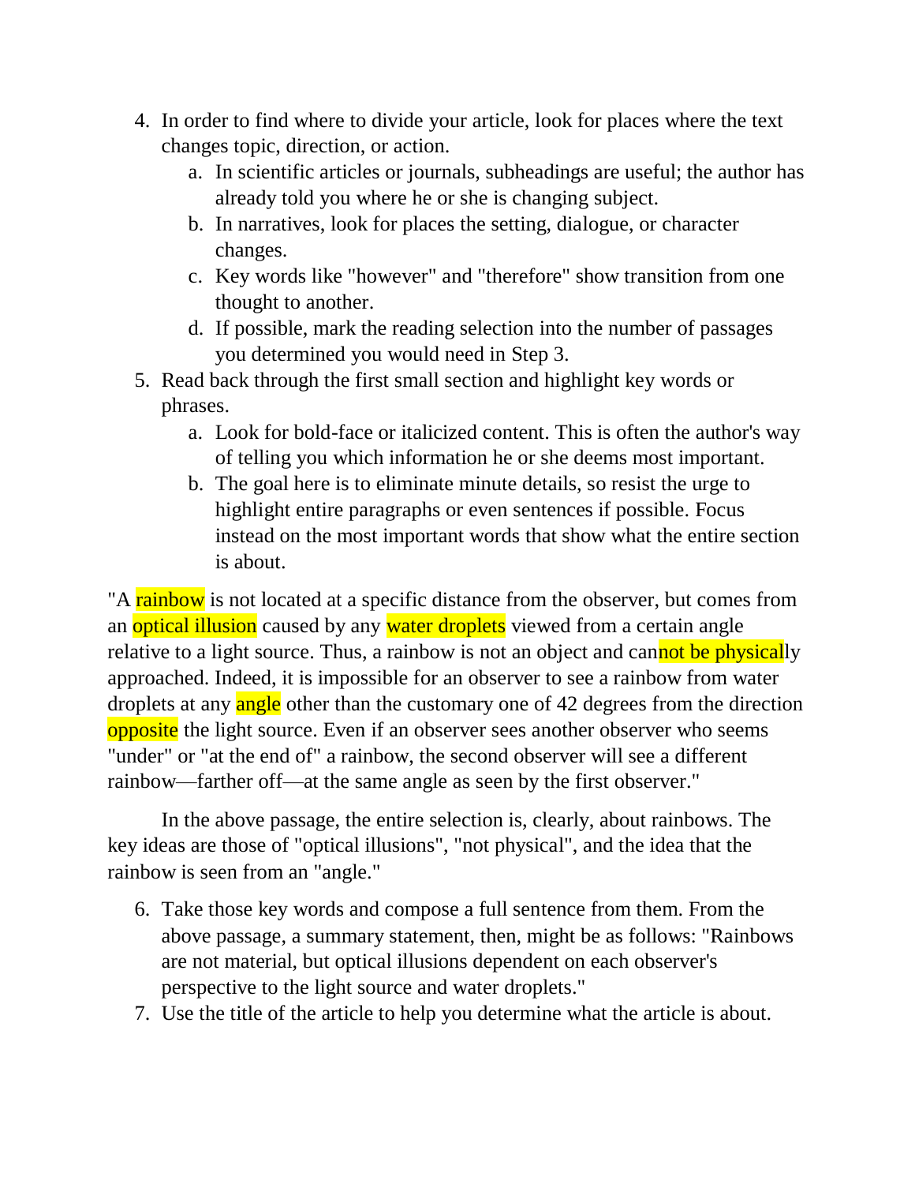4. In order to find where to divide your article, look for places where the text changes topic, direction, or action.
   a. In scientific articles or journals, subheadings are useful; the author has already told you where he or she is changing subject.
   b. In narratives, look for places the setting, dialogue, or character changes.
   c. Key words like "however" and "therefore" show transition from one thought to another.
   d. If possible, mark the reading selection into the number of passages you determined you would need in Step 3.
5. Read back through the first small section and highlight key words or phrases.
   a. Look for bold-face or italicized content. This is often the author's way of telling you which information he or she deems most important.
   b. The goal here is to eliminate minute details, so resist the urge to highlight entire paragraphs or even sentences if possible. Focus instead on the most important words that show what the entire section is about.

"A rainbow is not located at a specific distance from the observer, but comes from an optical illusion caused by any water droplets viewed from a certain angle relative to a light source. Thus, a rainbow is not an object and cannot be physically approached. Indeed, it is impossible for an observer to see a rainbow from water droplets at any angle other than the customary one of 42 degrees from the direction opposite the light source. Even if an observer sees another observer who seems "under" or "at the end of" a rainbow, the second observer will see a different rainbow—farther off—at the same angle as seen by the first observer."

In the above passage, the entire selection is, clearly, about rainbows. The key ideas are those of "optical illusions", "not physical", and the idea that the rainbow is seen from an "angle."

6. Take those key words and compose a full sentence from them. From the above passage, a summary statement, then, might be as follows: "Rainbows are not material, but optical illusions dependent on each observer's perspective to the light source and water droplets."
7. Use the title of the article to help you determine what the article is about.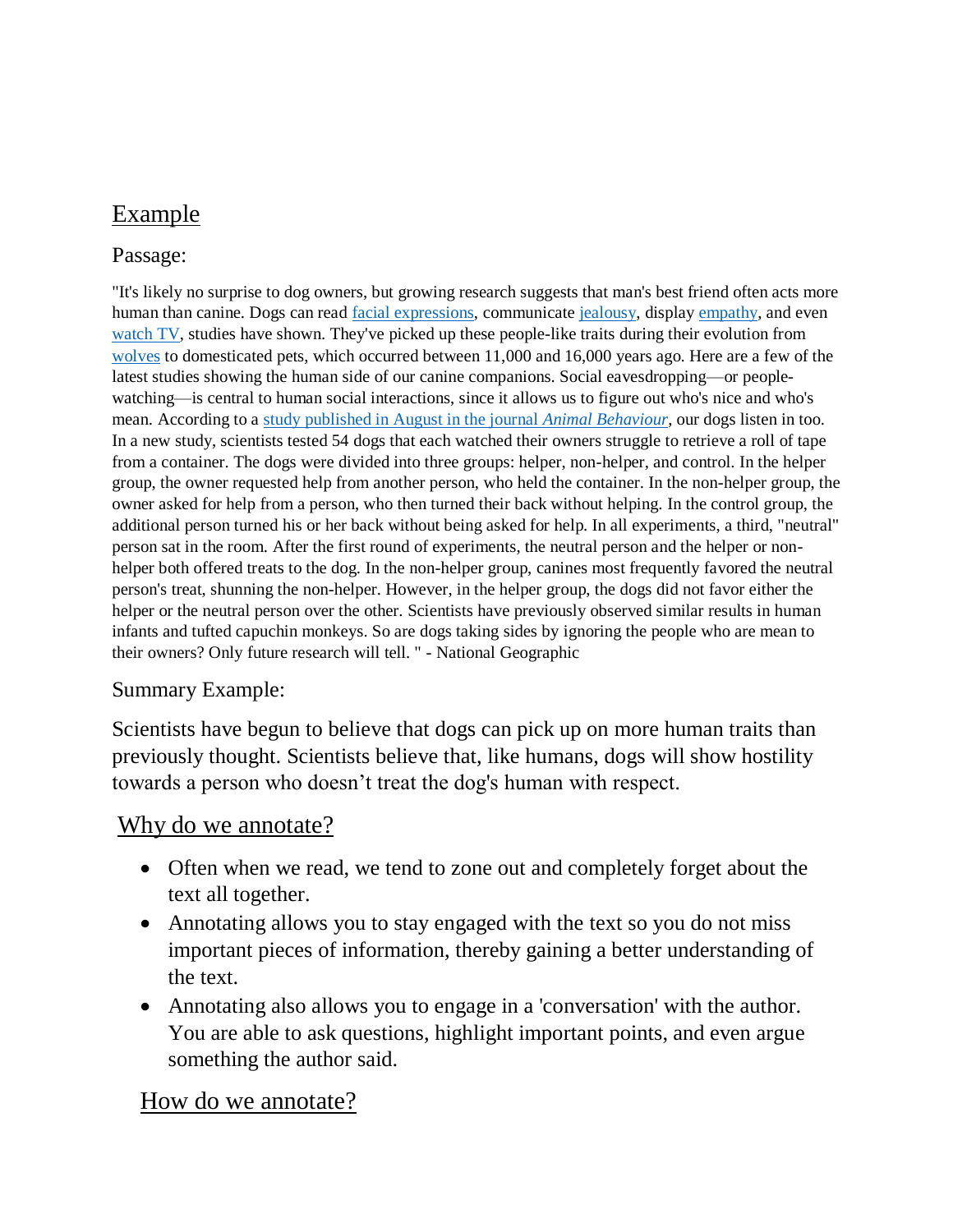## Example

### Passage:

"It's likely no surprise to dog owners, but growing research suggests that man's best friend often acts more human than canine. Dogs can read facial expressions, communicate jealousy, display empathy, and even watch TV, studies have shown. They've picked up these people-like traits during their evolution from wolves to domesticated pets, which occurred between 11,000 and 16,000 years ago. Here are a few of the latest studies showing the human side of our canine companions. Social eavesdropping—or people-watching—is central to human social interactions, since it allows us to figure out who's nice and who's mean. According to a study published in August in the journal *Animal Behaviour*, our dogs listen in too. In a new study, scientists tested 54 dogs that each watched their owners struggle to retrieve a roll of tape from a container. The dogs were divided into three groups: helper, non-helper, and control. In the helper group, the owner requested help from another person, who held the container. In the non-helper group, the owner asked for help from a person, who then turned their back without helping. In the control group, the additional person turned his or her back without being asked for help. In all experiments, a third, "neutral" person sat in the room. After the first round of experiments, the neutral person and the helper or non-helper both offered treats to the dog. In the non-helper group, canines most frequently favored the neutral person's treat, shunning the non-helper. However, in the helper group, the dogs did not favor either the helper or the neutral person over the other. Scientists have previously observed similar results in human infants and tufted capuchin monkeys. So are dogs taking sides by ignoring the people who are mean to their owners? Only future research will tell. " - National Geographic

### Summary Example:

Scientists have begun to believe that dogs can pick up on more human traits than previously thought. Scientists believe that, like humans, dogs will show hostility towards a person who doesn't treat the dog's human with respect.

## Why do we annotate?

- Often when we read, we tend to zone out and completely forget about the text all together.
- Annotating allows you to stay engaged with the text so you do not miss important pieces of information, thereby gaining a better understanding of the text.
- Annotating also allows you to engage in a 'conversation' with the author. You are able to ask questions, highlight important points, and even argue something the author said.

## How do we annotate?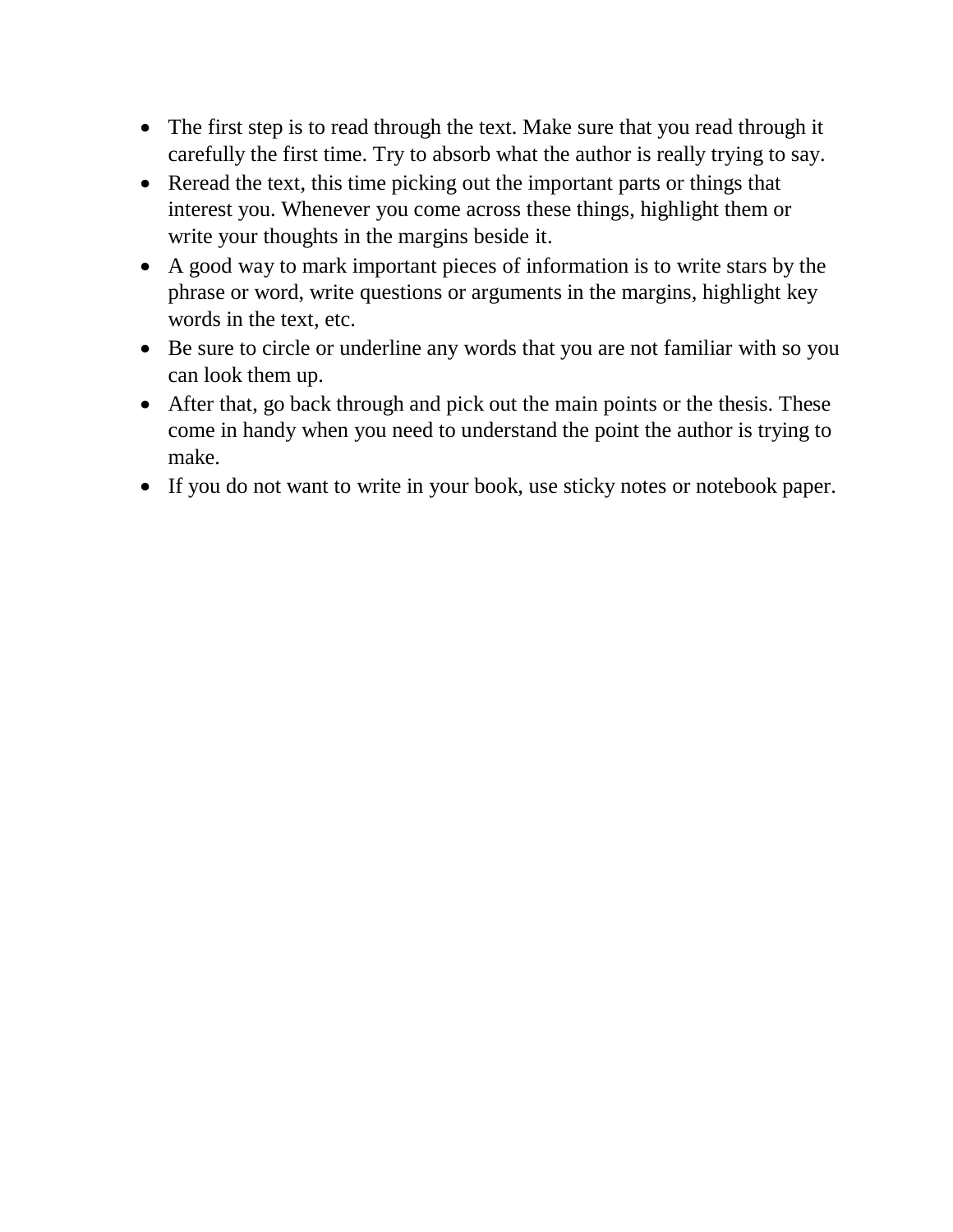- The first step is to read through the text. Make sure that you read through it carefully the first time. Try to absorb what the author is really trying to say.
- Reread the text, this time picking out the important parts or things that interest you. Whenever you come across these things, highlight them or write your thoughts in the margins beside it.
- A good way to mark important pieces of information is to write stars by the phrase or word, write questions or arguments in the margins, highlight key words in the text, etc.
- Be sure to circle or underline any words that you are not familiar with so you can look them up.
- After that, go back through and pick out the main points or the thesis. These come in handy when you need to understand the point the author is trying to make.
- If you do not want to write in your book, use sticky notes or notebook paper.